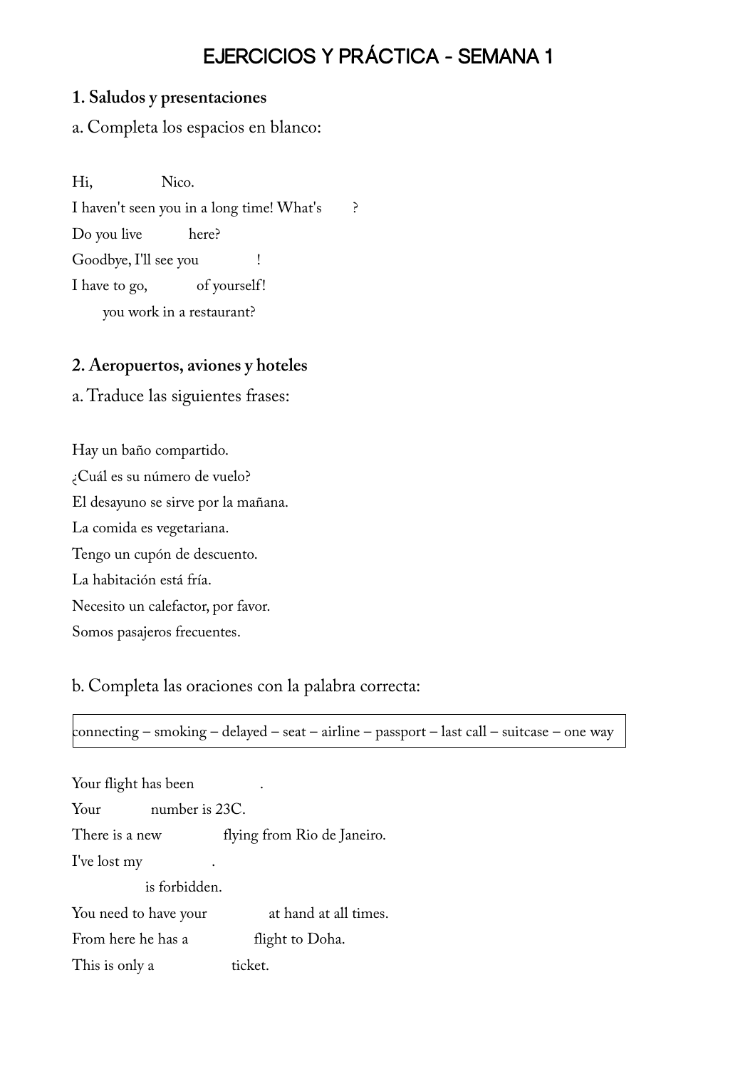# EJERCICIOS Y PRÁCTICA - SEMANA 1

## 1. Saludos y presentaciones

a. Completa los espacios en blanco:

Hi, ________ Nico.

I haven't seen you in a long time! What's ____?

Do you live ______ here?

Goodbye, I'll see you _______!

I have to go, ______ of yourself!

____ you work in a restaurant?

## 2. Aeropuertos, aviones y hoteles

a. Traduce las siguientes frases:

Hay un baño compartido.

¿Cuál es su número de vuelo?

El desayuno se sirve por la mañana.

La comida es vegetariana.

Tengo un cupón de descuento.

La habitación está fría.

Necesito un calefactor, por favor.

Somos pasajeros frecuentes.

b. Completa las oraciones con la palabra correcta:

| connecting – smoking – delayed – seat – airline – passport – last call – suitcase – one way |
|---|

Your flight has been ________.

Your ______ number is 23C.

There is a new ________ flying from Rio de Janeiro.

I've lost my ________.

________ is forbidden.

You need to have your ________ at hand at all times.

From here he has a ________ flight to Doha.

This is only a __________ ticket.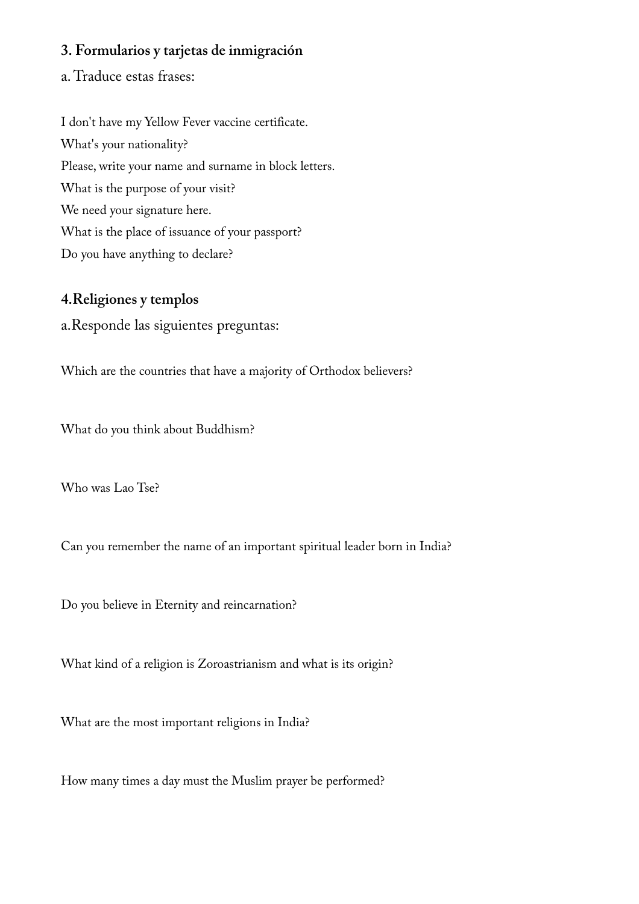### 3. Formularios y tarjetas de inmigración

a. Traduce estas frases:

I don't have my Yellow Fever vaccine certificate.
What's your nationality?
Please, write your name and surname in block letters.
What is the purpose of your visit?
We need your signature here.
What is the place of issuance of your passport?
Do you have anything to declare?

### 4.Religiones y templos

a.Responde las siguientes preguntas:

Which are the countries that have a majority of Orthodox believers?

What do you think about Buddhism?

Who was Lao Tse?

Can you remember the name of an important spiritual leader born in India?

Do you believe in Eternity and reincarnation?

What kind of a religion is Zoroastrianism and what is its origin?

What are the most important religions in India?

How many times a day must the Muslim prayer be performed?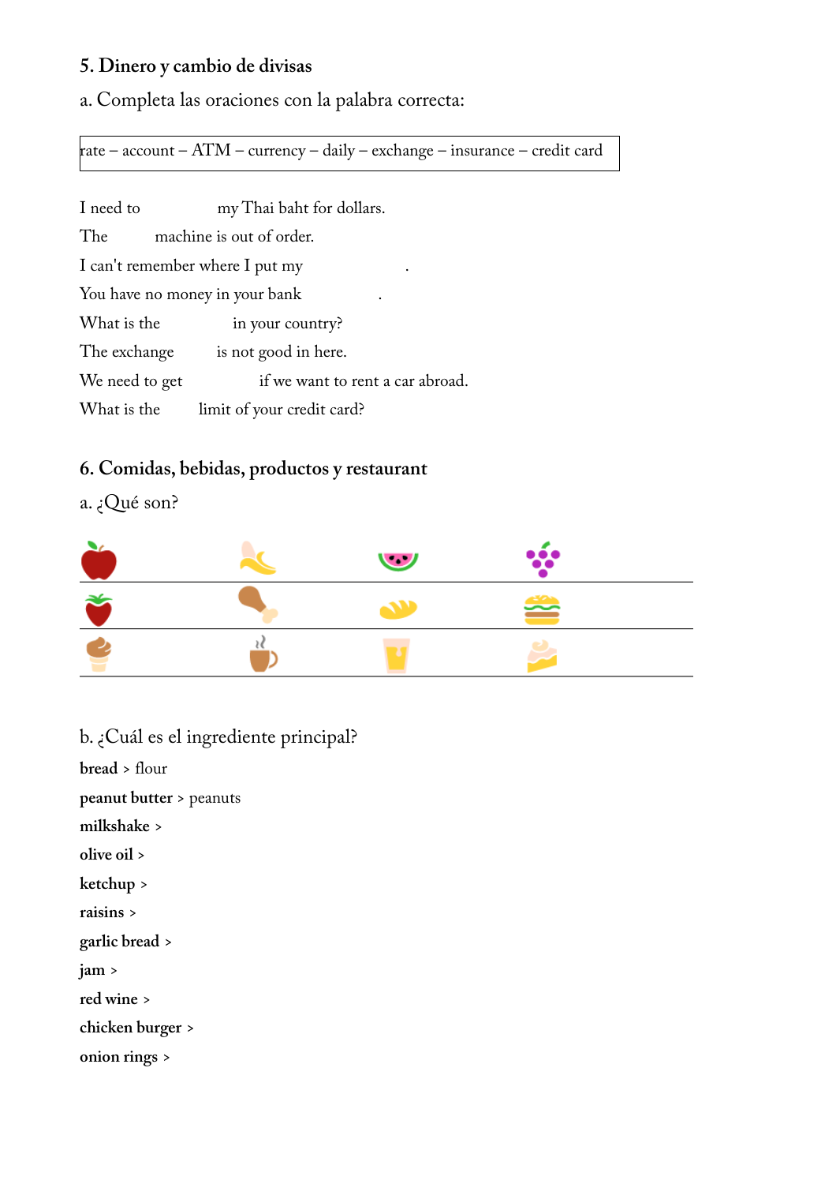## 5. Dinero y cambio de divisas

a. Completa las oraciones con la palabra correcta:

| rate – account – ATM – currency – daily – exchange – insurance – credit card |
|---|

I need to ____________ my Thai baht for dollars.

The ________ machine is out of order.

I can't remember where I put my ____________.

You have no money in your bank ____________.

What is the ____________ in your country?

The exchange ________ is not good in here.

We need to get ____________ if we want to rent a car abroad.

What is the ________ limit of your credit card?

## 6. Comidas, bebidas, productos y restaurant

a. ¿Qué son?

| | | | |
|---|---|---|---|
| | | | |
| | | | |
| | | | |

b. ¿Cuál es el ingrediente principal?

**bread** > flour

**peanut butter** > peanuts

**milkshake** >

**olive oil** >

**ketchup** >

**raisins** >

**garlic bread** >

**jam** >

**red wine** >

**chicken burger** >

**onion rings** >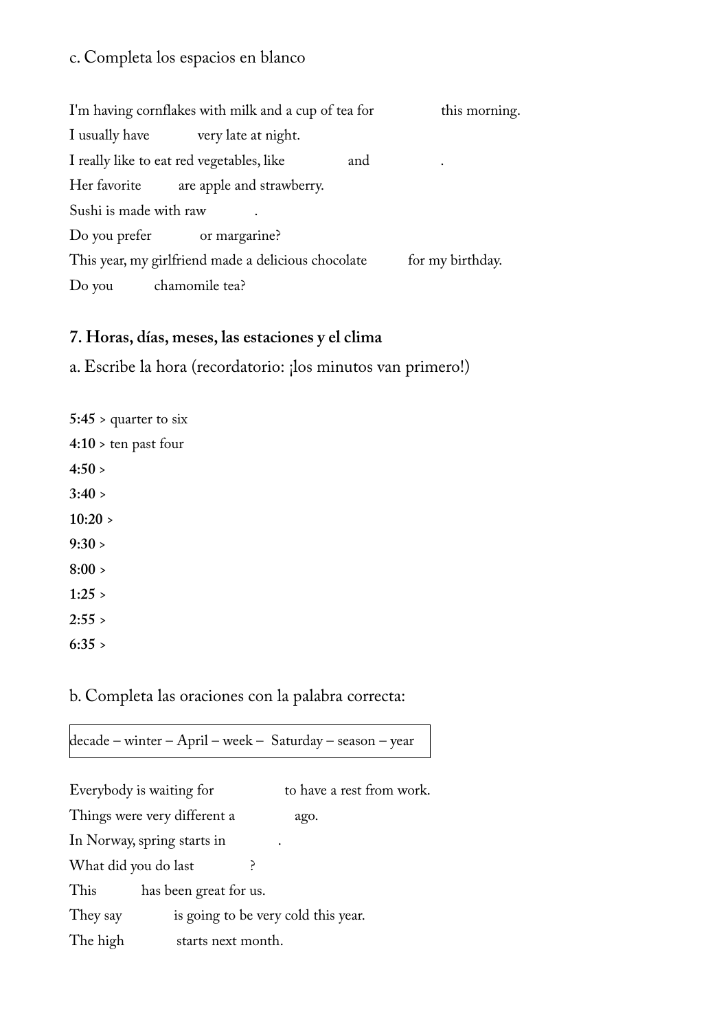c. Completa los espacios en blanco

I'm having cornflakes with milk and a cup of tea for            this morning.
I usually have            very late at night.
I really like to eat red vegetables, like            and            .
Her favorite            are apple and strawberry.
Sushi is made with raw            .
Do you prefer            or margarine?
This year, my girlfriend made a delicious chocolate            for my birthday.
Do you            chamomile tea?

## 7. Horas, días, meses, las estaciones y el clima

a. Escribe la hora (recordatorio: ¡los minutos van primero!)

**5:45** > quarter to six
**4:10** > ten past four
**4:50** >
**3:40** >
**10:20** >
**9:30** >
**8:00** >
**1:25** >
**2:55** >
**6:35** >

b. Completa las oraciones con la palabra correcta:

| decade – winter – April – week – Saturday – season – year |
|---|

Everybody is waiting for            to have a rest from work.
Things were very different a            ago.
In Norway, spring starts in            .
What did you do last            ?
This            has been great for us.
They say            is going to be very cold this year.
The high            starts next month.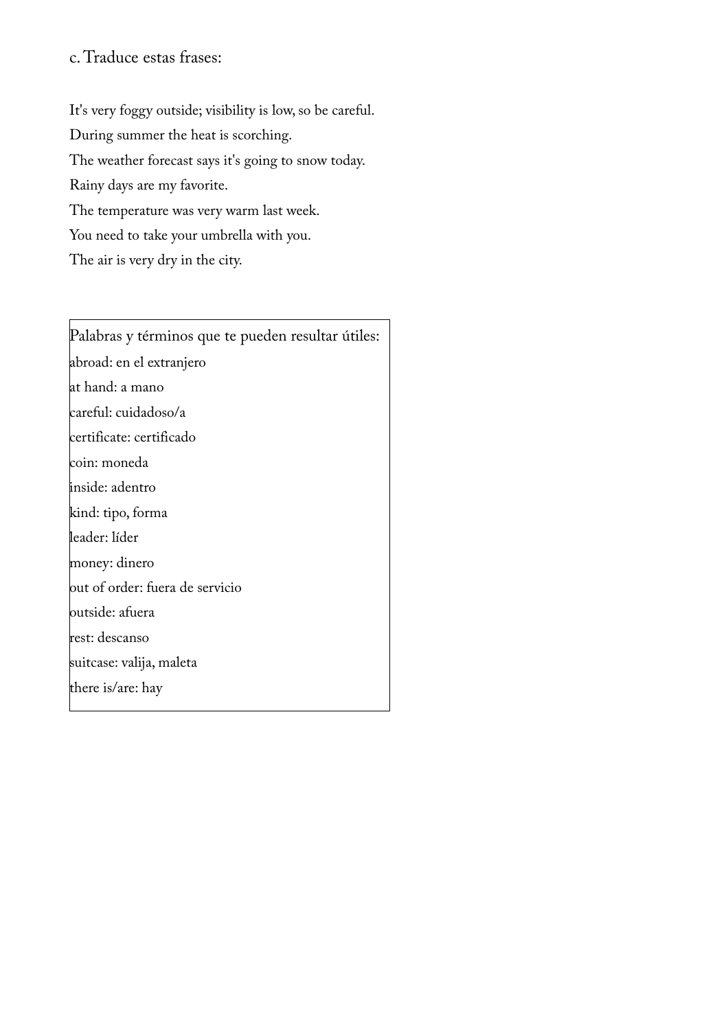c. Traduce estas frases:

It's very foggy outside; visibility is low, so be careful.
During summer the heat is scorching.
The weather forecast says it's going to snow today.
Rainy days are my favorite.
The temperature was very warm last week.
You need to take your umbrella with you.
The air is very dry in the city.

Palabras y términos que te pueden resultar útiles:

abroad: en el extranjero
at hand: a mano
careful: cuidadoso/a
certificate: certificado
coin: moneda
inside: adentro
kind: tipo, forma
leader: líder
money: dinero
out of order: fuera de servicio
outside: afuera
rest: descanso
suitcase: valija, maleta
there is/are: hay